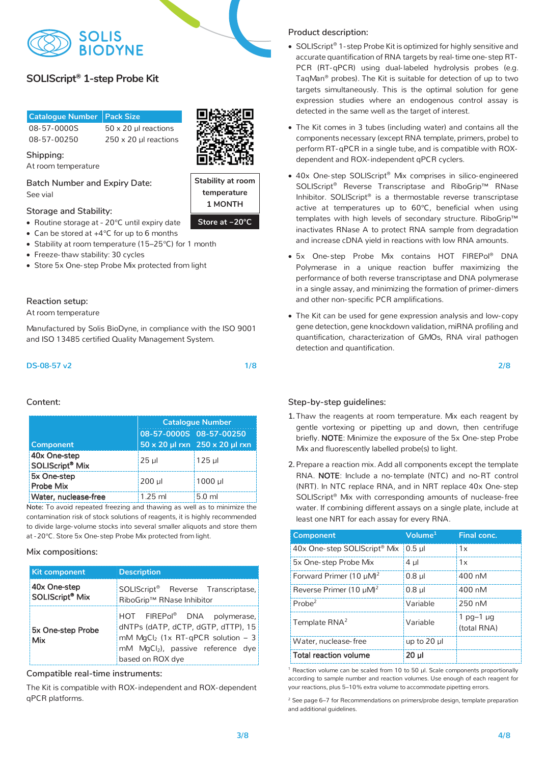# SOLIS BIODYNE

## SOLIScript® 1-step Probe Kit

| Catalogue Number | Pack Size |
|---|---|
| 08-57-0000S | 50 x 20 µl reactions |
| 08-57-00250 | 250 x 20 µl reactions |

**Stability at room temperature 1 MONTH**

**Store at –20°C**

### Shipping:
At room temperature

### Batch Number and Expiry Date:
See vial

### Storage and Stability:
- Routine storage at - 20°C until expiry date
- Can be stored at +4°C for up to 6 months
- Stability at room temperature (15–25°C) for 1 month
- Freeze-thaw stability: 30 cycles
- Store 5x One-step Probe Mix protected from light

### Reaction setup:
At room temperature

Manufactured by Solis BioDyne, in compliance with the ISO 9001 and ISO 13485 certified Quality Management System.

DS-08-57 v2

### Product description:

- SOLIScript® 1-step Probe Kit is optimized for highly sensitive and accurate quantification of RNA targets by real-time one-step RT-PCR (RT-qPCR) using dual-labeled hydrolysis probes (e.g. TaqMan® probes). The Kit is suitable for detection of up to two targets simultaneously. This is the optimal solution for gene expression studies where an endogenous control assay is detected in the same well as the target of interest.
- The Kit comes in 3 tubes (including water) and contains all the components necessary (except RNA template, primers, probe) to perform RT-qPCR in a single tube, and is compatible with ROX-dependent and ROX-independent qPCR cyclers.
- 40x One-step SOLIScript® Mix comprises in silico-engineered SOLIScript® Reverse Transcriptase and RiboGrip™ RNase Inhibitor. SOLIScript® is a thermostable reverse transcriptase active at temperatures up to 60°C, beneficial when using templates with high levels of secondary structure. RiboGrip™ inactivates RNase A to protect RNA sample from degradation and increase cDNA yield in reactions with low RNA amounts.
- 5x One-step Probe Mix contains HOT FIREPol® DNA Polymerase in a unique reaction buffer maximizing the performance of both reverse transcriptase and DNA polymerase in a single assay, and minimizing the formation of primer-dimers and other non-specific PCR amplifications.
- The Kit can be used for gene expression analysis and low-copy gene detection, gene knockdown validation, miRNA profiling and quantification, characterization of GMOs, RNA viral pathogen detection and quantification.

### Content:

| Component | Catalogue Number | |
|---|---|---|
| | 08-57-0000S 50 x 20 µl rxn | 08-57-00250 250 x 20 µl rxn |
| 40x One-step SOLIScript® Mix | 25 µl | 125 µl |
| 5x One-step Probe Mix | 200 µl | 1000 µl |
| Water, nuclease-free | 1.25 ml | 5.0 ml |

Note: To avoid repeated freezing and thawing as well as to minimize the contamination risk of stock solutions of reagents, it is highly recommended to divide large-volume stocks into several smaller aliquots and store them at -20°C. Store 5x One-step Probe Mix protected from light.

### Mix compositions:

| Kit component | Description |
|---|---|
| 40x One-step SOLIScript® Mix | SOLIScript® Reverse Transcriptase, RiboGrip™ RNase Inhibitor |
| 5x One-step Probe Mix | HOT FIREPol® DNA polymerase, dNTPs (dATP, dCTP, dGTP, dTTP), 15 mM $MgCl_2$ (1x RT-qPCR solution – 3 mM $MgCl_2$), passive reference dye based on ROX dye |

### Compatible real-time instruments:
The Kit is compatible with ROX-independent and ROX-dependent qPCR platforms.

### Step-by-step guidelines:

1. Thaw the reagents at room temperature. Mix each reagent by gentle vortexing or pipetting up and down, then centrifuge briefly. **NOTE**: Minimize the exposure of the 5x One-step Probe Mix and fluorescently labelled probe(s) to light.
2. Prepare a reaction mix. Add all components except the template RNA. **NOTE**: Include a no-template (NTC) and no-RT control (NRT). In NTC replace RNA, and in NRT replace 40x One-step SOLIScript® Mix with corresponding amounts of nuclease-free water. If combining different assays on a single plate, include at least one NRT for each assay for every RNA.

| Component | Volume[1] | Final conc. |
|---|---|---|
| 40x One-step SOLIScript® Mix | 0.5 µl | 1x |
| 5x One-step Probe Mix | 4 µl | 1x |
| Forward Primer (10 µM)[2] | 0.8 µl | 400 nM |
| Reverse Primer (10 µM)[2] | 0.8 µl | 400 nM |
| Probe[2] | Variable | 250 nM |
| Template RNA[2] | Variable | 1 pg–1 µg (total RNA) |
| Water, nuclease-free | up to 20 µl | |
| **Total reaction volume** | **20 µl** | |

[1] Reaction volume can be scaled from 10 to 50 µl. Scale components proportionally according to sample number and reaction volumes. Use enough of each reagent for your reactions, plus 5–10% extra volume to accommodate pipetting errors.

[2] See page 6–7 for Recommendations on primers/probe design, template preparation and additional guidelines.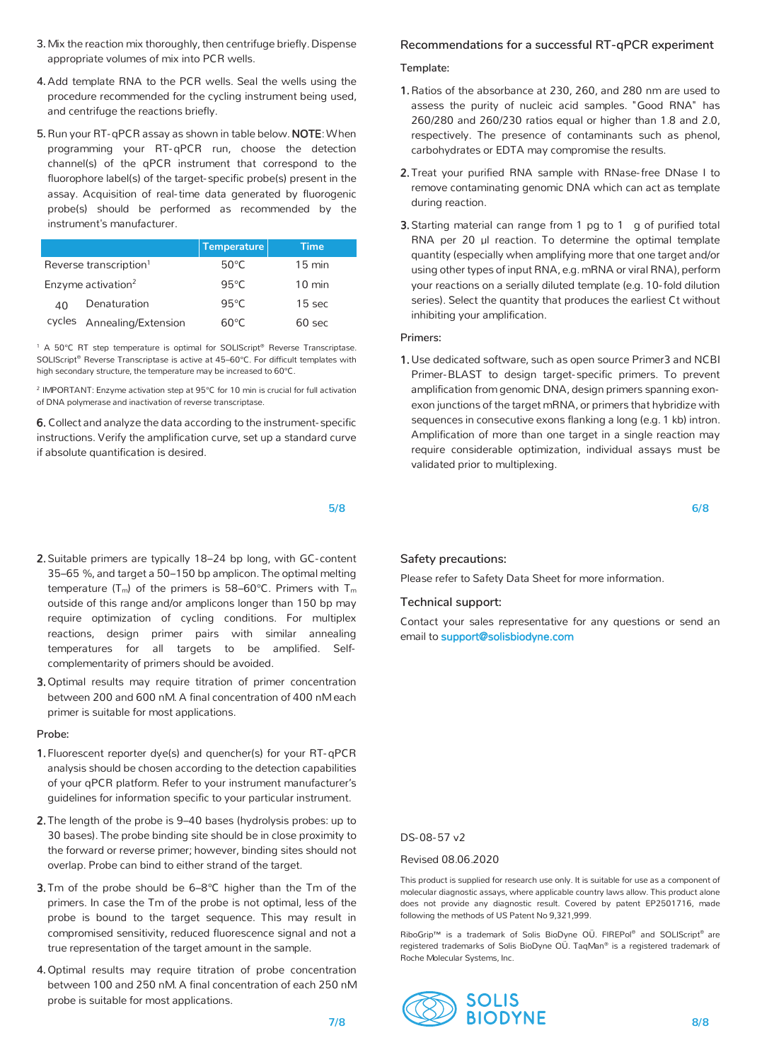3. Mix the reaction mix thoroughly, then centrifuge briefly. Dispense appropriate volumes of mix into PCR wells.

4. Add template RNA to the PCR wells. Seal the wells using the procedure recommended for the cycling instrument being used, and centrifuge the reactions briefly.

5. Run your RT-qPCR assay as shown in table below. **NOTE**: When programming your RT-qPCR run, choose the detection channel(s) of the qPCR instrument that correspond to the fluorophore label(s) of the target-specific probe(s) present in the assay. Acquisition of real-time data generated by fluorogenic probe(s) should be performed as recommended by the instrument's manufacturer.

| | | Temperature | Time |
|---|---|---|---|
| Reverse transcription[1] | | 50°C | 15 min |
| Enzyme activation[2] | | 95°C | 10 min |
| 40 cycles | Denaturation | 95°C | 15 sec |
| | Annealing/Extension | 60°C | 60 sec |

[1] A 50°C RT step temperature is optimal for SOLIScript® Reverse Transcriptase. SOLIScript® Reverse Transcriptase is active at 45–60°C. For difficult templates with high secondary structure, the temperature may be increased to 60°C.

[2] IMPORTANT: Enzyme activation step at 95°C for 10 min is crucial for full activation of DNA polymerase and inactivation of reverse transcriptase.

6. Collect and analyze the data according to the instrument-specific instructions. Verify the amplification curve, set up a standard curve if absolute quantification is desired.

## Recommendations for a successful RT-qPCR experiment

### Template:

1. Ratios of the absorbance at 230, 260, and 280 nm are used to assess the purity of nucleic acid samples. "Good RNA" has 260/280 and 260/230 ratios equal or higher than 1.8 and 2.0, respectively. The presence of contaminants such as phenol, carbohydrates or EDTA may compromise the results.

2. Treat your purified RNA sample with RNase-free DNase I to remove contaminating genomic DNA which can act as template during reaction.

3. Starting material can range from 1 pg to 1 g of purified total RNA per 20 µl reaction. To determine the optimal template quantity (especially when amplifying more that one target and/or using other types of input RNA, e.g. mRNA or viral RNA), perform your reactions on a serially diluted template (e.g. 10-fold dilution series). Select the quantity that produces the earliest Ct without inhibiting your amplification.

### Primers:

1. Use dedicated software, such as open source Primer3 and NCBI Primer-BLAST to design target-specific primers. To prevent amplification from genomic DNA, design primers spanning exon-exon junctions of the target mRNA, or primers that hybridize with sequences in consecutive exons flanking a long (e.g. 1 kb) intron. Amplification of more than one target in a single reaction may require considerable optimization, individual assays must be validated prior to multiplexing.

2. Suitable primers are typically 18–24 bp long, with GC-content 35–65 %, and target a 50–150 bp amplicon. The optimal melting temperature ($T_m$) of the primers is 58–60°C. Primers with $T_m$ outside of this range and/or amplicons longer than 150 bp may require optimization of cycling conditions. For multiplex reactions, design primer pairs with similar annealing temperatures for all targets to be amplified. Self-complementarity of primers should be avoided.

3. Optimal results may require titration of primer concentration between 200 and 600 nM. A final concentration of 400 nM each primer is suitable for most applications.

### Probe:

1. Fluorescent reporter dye(s) and quencher(s) for your RT-qPCR analysis should be chosen according to the detection capabilities of your qPCR platform. Refer to your instrument manufacturer's guidelines for information specific to your particular instrument.

2. The length of the probe is 9–40 bases (hydrolysis probes: up to 30 bases). The probe binding site should be in close proximity to the forward or reverse primer; however, binding sites should not overlap. Probe can bind to either strand of the target.

3. Tm of the probe should be 6–8°C higher than the Tm of the primers. In case the Tm of the probe is not optimal, less of the probe is bound to the target sequence. This may result in compromised sensitivity, reduced fluorescence signal and not a true representation of the target amount in the sample.

4. Optimal results may require titration of probe concentration between 100 and 250 nM. A final concentration of each 250 nM probe is suitable for most applications.

## Safety precautions:

Please refer to Safety Data Sheet for more information.

## Technical support:

Contact your sales representative for any questions or send an email to support@solisbiodyne.com

DS-08-57 v2

Revised 08.06.2020

This product is supplied for research use only. It is suitable for use as a component of molecular diagnostic assays, where applicable country laws allow. This product alone does not provide any diagnostic result. Covered by patent EP2501716, made following the methods of US Patent No 9,321,999.

RiboGrip™ is a trademark of Solis BioDyne OÜ. FIREPol® and SOLIScript® are registered trademarks of Solis BioDyne OÜ. TaqMan® is a registered trademark of Roche Molecular Systems, Inc.

SOLIS BIODYNE